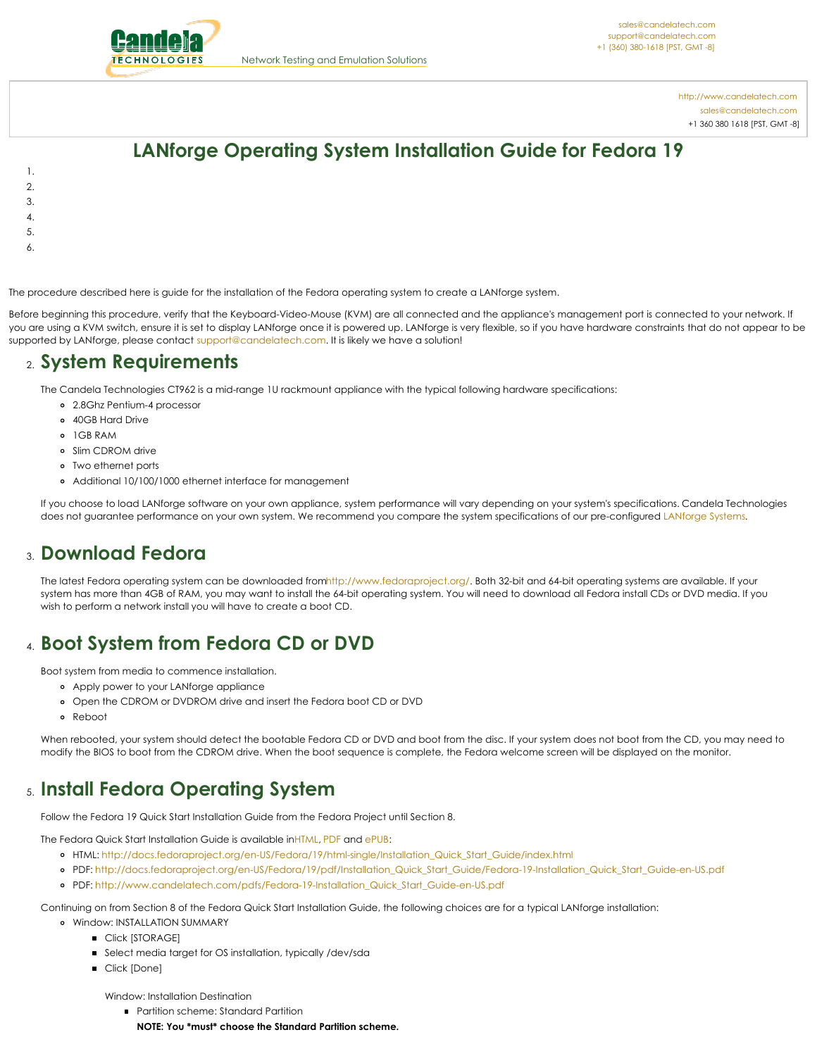sales@candelatech.com
support@candelatech.com
+1 (360) 380-1618 [PST, GMT -8]

Network Testing and Emulation Solutions

http://www.candelatech.com
sales@candelatech.com
+1 360 380 1618 [PST, GMT -8]

# LANforge Operating System Installation Guide for Fedora 19

1.
2.
3.
4.
5.
6.

The procedure described here is guide for the installation of the Fedora operating system to create a LANforge system.

Before beginning this procedure, verify that the Keyboard-Video-Mouse (KVM) are all connected and the appliance's management port is connected to your network. If you are using a KVM switch, ensure it is set to display LANforge once it is powered up. LANforge is very flexible, so if you have hardware constraints that do not appear to be supported by LANforge, please contact support@candelatech.com. It is likely we have a solution!

## 2. System Requirements

The Candela Technologies CT962 is a mid-range 1U rackmount appliance with the typical following hardware specifications:

- 2.8Ghz Pentium-4 processor
- 40GB Hard Drive
- 1GB RAM
- Slim CDROM drive
- Two ethernet ports
- Additional 10/100/1000 ethernet interface for management

If you choose to load LANforge software on your own appliance, system performance will vary depending on your system's specifications. Candela Technologies does not guarantee performance on your own system. We recommend you compare the system specifications of our pre-configured LANforge Systems.

## 3. Download Fedora

The latest Fedora operating system can be downloaded fromhttp://www.fedoraproject.org/. Both 32-bit and 64-bit operating systems are available. If your system has more than 4GB of RAM, you may want to install the 64-bit operating system. You will need to download all Fedora install CDs or DVD media. If you wish to perform a network install you will have to create a boot CD.

## 4. Boot System from Fedora CD or DVD

Boot system from media to commence installation.

- Apply power to your LANforge appliance
- Open the CDROM or DVDROM drive and insert the Fedora boot CD or DVD
- Reboot

When rebooted, your system should detect the bootable Fedora CD or DVD and boot from the disc. If your system does not boot from the CD, you may need to modify the BIOS to boot from the CDROM drive. When the boot sequence is complete, the Fedora welcome screen will be displayed on the monitor.

## 5. Install Fedora Operating System

Follow the Fedora 19 Quick Start Installation Guide from the Fedora Project until Section 8.

The Fedora Quick Start Installation Guide is available inHTML, PDF and ePUB:

- HTML: http://docs.fedoraproject.org/en-US/Fedora/19/html-single/Installation_Quick_Start_Guide/index.html
- PDF: http://docs.fedoraproject.org/en-US/Fedora/19/pdf/Installation_Quick_Start_Guide/Fedora-19-Installation_Quick_Start_Guide-en-US.pdf
- PDF: http://www.candelatech.com/pdfs/Fedora-19-Installation_Quick_Start_Guide-en-US.pdf

Continuing on from Section 8 of the Fedora Quick Start Installation Guide, the following choices are for a typical LANforge installation:

- Window: INSTALLATION SUMMARY
  - Click [STORAGE]
  - Select media target for OS installation, typically /dev/sda
  - Click [Done]

    Window: Installation Destination
    - Partition scheme: Standard Partition
      **NOTE: You *must* choose the Standard Partition scheme.**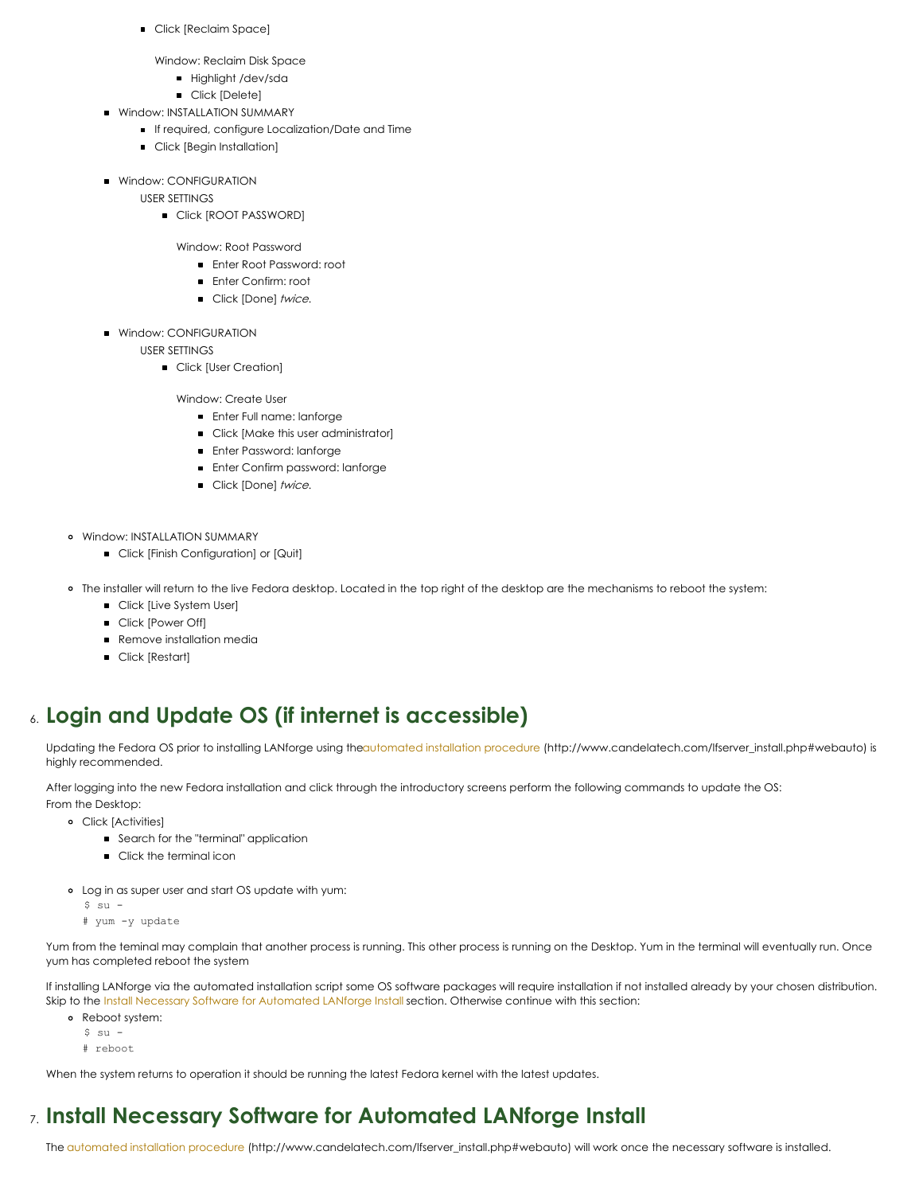- Click [Reclaim Space]

              Window: Reclaim Disk Space

                - Highlight /dev/sda
                - Click [Delete]
        - Window: INSTALLATION SUMMARY
            - If required, configure Localization/Date and Time
            - Click [Begin Installation]
        - Window: CONFIGURATION

          USER SETTINGS

            - Click [ROOT PASSWORD]

              Window: Root Password

                - Enter Root Password: root
                - Enter Confirm: root
                - Click [Done] *twice*.
        - Window: CONFIGURATION

          USER SETTINGS

            - Click [User Creation]

              Window: Create User

                - Enter Full name: lanforge
                - Click [Make this user administrator]
                - Enter Password: lanforge
                - Enter Confirm password: lanforge
                - Click [Done] *twice*.
    - Window: INSTALLATION SUMMARY
        - Click [Finish Configuration] or [Quit]
    - The installer will return to the live Fedora desktop. Located in the top right of the desktop are the mechanisms to reboot the system:
        - Click [Live System User]
        - Click [Power Off]
        - Remove installation media
        - Click [Restart]

6. ## Login and Update OS (if internet is accessible)

   Updating the Fedora OS prior to installing LANforge using theautomated installation procedure (http://www.candelatech.com/lfserver_install.php#webauto) is highly recommended.

   After logging into the new Fedora installation and click through the introductory screens perform the following commands to update the OS:
   From the Desktop:

    - Click [Activities]
        - Search for the "terminal" application
        - Click the terminal icon
    - Log in as super user and start OS update with yum:
      ```
      $ su -
      # yum -y update
      ```

   Yum from the teminal may complain that another process is running. This other process is running on the Desktop. Yum in the terminal will eventually run. Once yum has completed reboot the system

   If installing LANforge via the automated installation script some OS software packages will require installation if not installed already by your chosen distribution. Skip to the Install Necessary Software for Automated LANforge Install section. Otherwise continue with this section:

    - Reboot system:
      ```
      $ su -
      # reboot
      ```

   When the system returns to operation it should be running the latest Fedora kernel with the latest updates.

7. ## Install Necessary Software for Automated LANforge Install

   The automated installation procedure (http://www.candelatech.com/lfserver_install.php#webauto) will work once the necessary software is installed.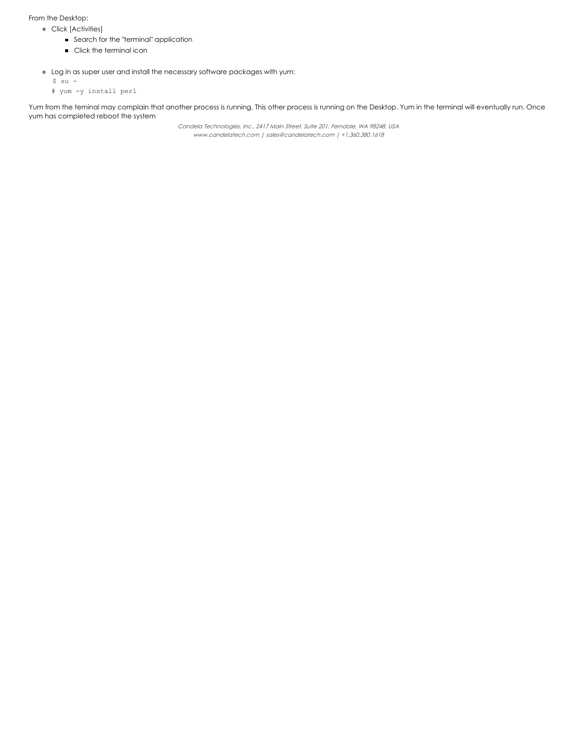From the Desktop:

- Click [Activities]
  - Search for the "terminal" application
  - Click the terminal icon

- Log in as super user and install the necessary software packages with yum:

  ```
  $ su -
  # yum -y install perl
  ```

Yum from the teminal may complain that another process is running. This other process is running on the Desktop. Yum in the terminal will eventually run. Once yum has completed reboot the system